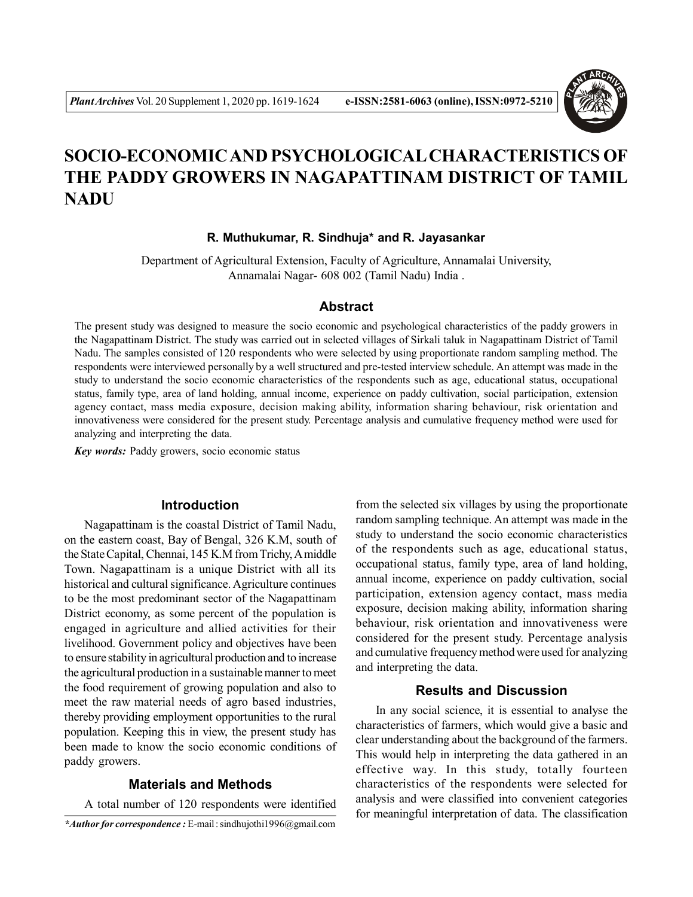# SOCIO-ECONOMIC AND PSYCHOLOGICAL CHARACTERISTICS OF THE PADDY GROWERS IN NAGAPATTINAM DISTRICT OF TAMIL NADU

**R. Muthukumar, R. Sindhuja\* and R. Jayasankar**

Department of Agricultural Extension, Faculty of Agriculture, Annamalai University, Annamalai Nagar- 608 002 (Tamil Nadu) India .

## Abstract

The present study was designed to measure the socio economic and psychological characteristics of the paddy growers in the Nagapattinam District. The study was carried out in selected villages of Sirkali taluk in Nagapattinam District of Tamil Nadu. The samples consisted of 120 respondents who were selected by using proportionate random sampling method. The respondents were interviewed personally by a well structured and pre-tested interview schedule. An attempt was made in the study to understand the socio economic characteristics of the respondents such as age, educational status, occupational status, family type, area of land holding, annual income, experience on paddy cultivation, social participation, extension agency contact, mass media exposure, decision making ability, information sharing behaviour, risk orientation and innovativeness were considered for the present study. Percentage analysis and cumulative frequency method were used for analyzing and interpreting the data.

***Key words:*** Paddy growers, socio economic status

## Introduction

Nagapattinam is the coastal District of Tamil Nadu, on the eastern coast, Bay of Bengal, 326 K.M, south of the State Capital, Chennai, 145 K.M from Trichy, A middle Town. Nagapattinam is a unique District with all its historical and cultural significance. Agriculture continues to be the most predominant sector of the Nagapattinam District economy, as some percent of the population is engaged in agriculture and allied activities for their livelihood. Government policy and objectives have been to ensure stability in agricultural production and to increase the agricultural production in a sustainable manner to meet the food requirement of growing population and also to meet the raw material needs of agro based industries, thereby providing employment opportunities to the rural population. Keeping this in view, the present study has been made to know the socio economic conditions of paddy growers.

## Materials and Methods

A total number of 120 respondents were identified from the selected six villages by using the proportionate random sampling technique. An attempt was made in the study to understand the socio economic characteristics of the respondents such as age, educational status, occupational status, family type, area of land holding, annual income, experience on paddy cultivation, social participation, extension agency contact, mass media exposure, decision making ability, information sharing behaviour, risk orientation and innovativeness were considered for the present study. Percentage analysis and cumulative frequency method were used for analyzing and interpreting the data.

## Results and Discussion

In any social science, it is essential to analyse the characteristics of farmers, which would give a basic and clear understanding about the background of the farmers. This would help in interpreting the data gathered in an effective way. In this study, totally fourteen characteristics of the respondents were selected for analysis and were classified into convenient categories for meaningful interpretation of data. The classification

***\*Author for correspondence :*** E-mail : sindhujothi1996@gmail.com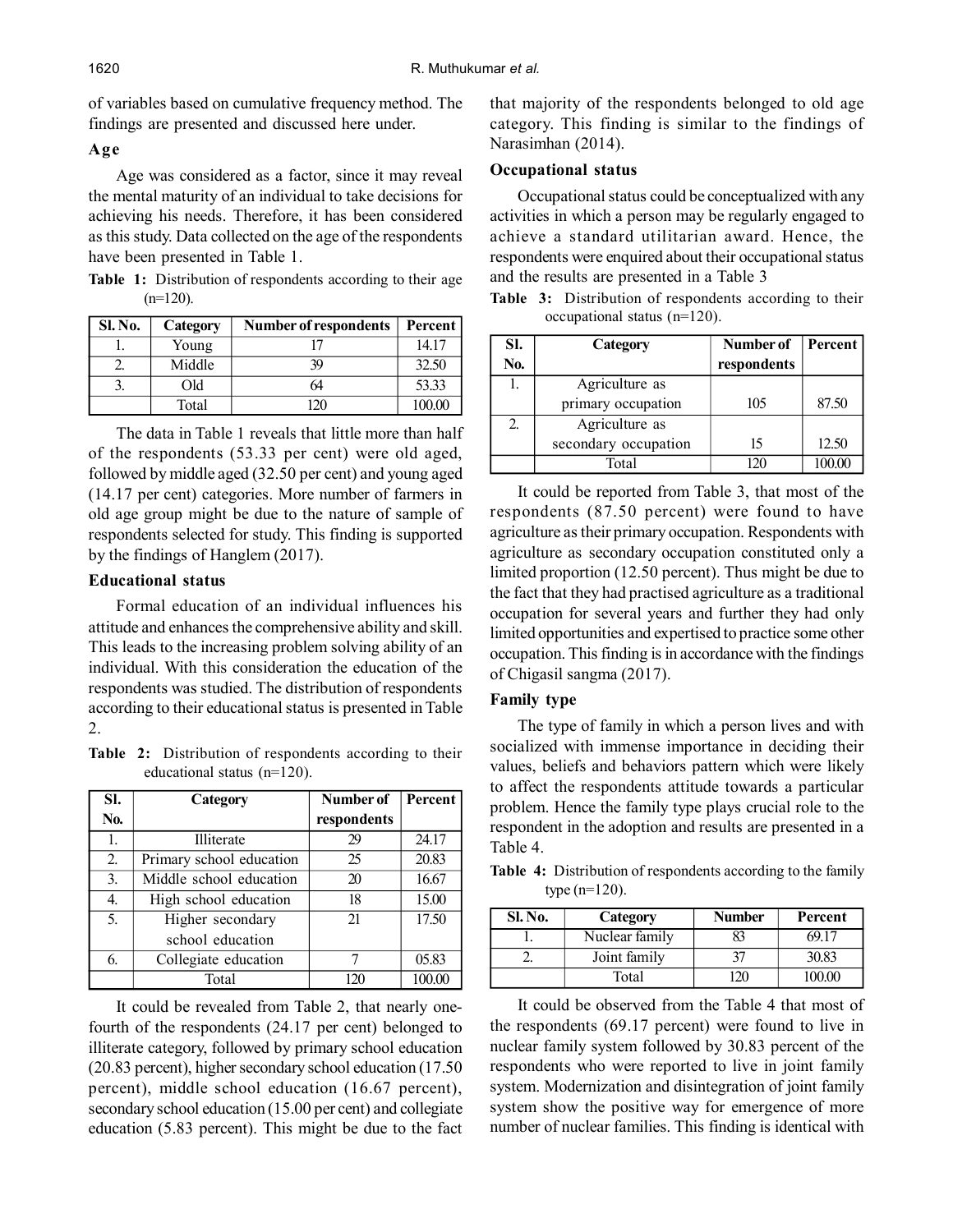of variables based on cumulative frequency method. The findings are presented and discussed here under.

### Age

Age was considered as a factor, since it may reveal the mental maturity of an individual to take decisions for achieving his needs. Therefore, it has been considered as this study. Data collected on the age of the respondents have been presented in Table 1.

**Table 1:** Distribution of respondents according to their age (n=120).

| Sl. No. | Category | Number of respondents | Percent |
|---|---|---|---|
| 1. | Young | 17 | 14.17 |
| 2. | Middle | 39 | 32.50 |
| 3. | Old | 64 | 53.33 |
| | Total | 120 | 100.00 |

The data in Table 1 reveals that little more than half of the respondents (53.33 per cent) were old aged, followed by middle aged (32.50 per cent) and young aged (14.17 per cent) categories. More number of farmers in old age group might be due to the nature of sample of respondents selected for study. This finding is supported by the findings of Hanglem (2017).

### Educational status

Formal education of an individual influences his attitude and enhances the comprehensive ability and skill. This leads to the increasing problem solving ability of an individual. With this consideration the education of the respondents was studied. The distribution of respondents according to their educational status is presented in Table 2.

**Table 2:** Distribution of respondents according to their educational status (n=120).

| Sl. No. | Category | Number of respondents | Percent |
|---|---|---|---|
| 1. | Illiterate | 29 | 24.17 |
| 2. | Primary school education | 25 | 20.83 |
| 3. | Middle school education | 20 | 16.67 |
| 4. | High school education | 18 | 15.00 |
| 5. | Higher secondary school education | 21 | 17.50 |
| 6. | Collegiate education | 7 | 05.83 |
| | Total | 120 | 100.00 |

It could be revealed from Table 2, that nearly one-fourth of the respondents (24.17 per cent) belonged to illiterate category, followed by primary school education (20.83 percent), higher secondary school education (17.50 percent), middle school education (16.67 percent), secondary school education (15.00 per cent) and collegiate education (5.83 percent). This might be due to the fact that majority of the respondents belonged to old age category. This finding is similar to the findings of Narasimhan (2014).

### Occupational status

Occupational status could be conceptualized with any activities in which a person may be regularly engaged to achieve a standard utilitarian award. Hence, the respondents were enquired about their occupational status and the results are presented in a Table 3

**Table 3:** Distribution of respondents according to their occupational status (n=120).

| Sl. No. | Category | Number of respondents | Percent |
|---|---|---|---|
| 1. | Agriculture as primary occupation | 105 | 87.50 |
| 2. | Agriculture as secondary occupation | 15 | 12.50 |
| | Total | 120 | 100.00 |

It could be reported from Table 3, that most of the respondents (87.50 percent) were found to have agriculture as their primary occupation. Respondents with agriculture as secondary occupation constituted only a limited proportion (12.50 percent). Thus might be due to the fact that they had practised agriculture as a traditional occupation for several years and further they had only limited opportunities and expertised to practice some other occupation. This finding is in accordance with the findings of Chigasil sangma (2017).

### Family type

The type of family in which a person lives and with socialized with immense importance in deciding their values, beliefs and behaviors pattern which were likely to affect the respondents attitude towards a particular problem. Hence the family type plays crucial role to the respondent in the adoption and results are presented in a Table 4.

**Table 4:** Distribution of respondents according to the family type (n=120).

| Sl. No. | Category | Number | Percent |
|---|---|---|---|
| 1. | Nuclear family | 83 | 69.17 |
| 2. | Joint family | 37 | 30.83 |
| | Total | 120 | 100.00 |

It could be observed from the Table 4 that most of the respondents (69.17 percent) were found to live in nuclear family system followed by 30.83 percent of the respondents who were reported to live in joint family system. Modernization and disintegration of joint family system show the positive way for emergence of more number of nuclear families. This finding is identical with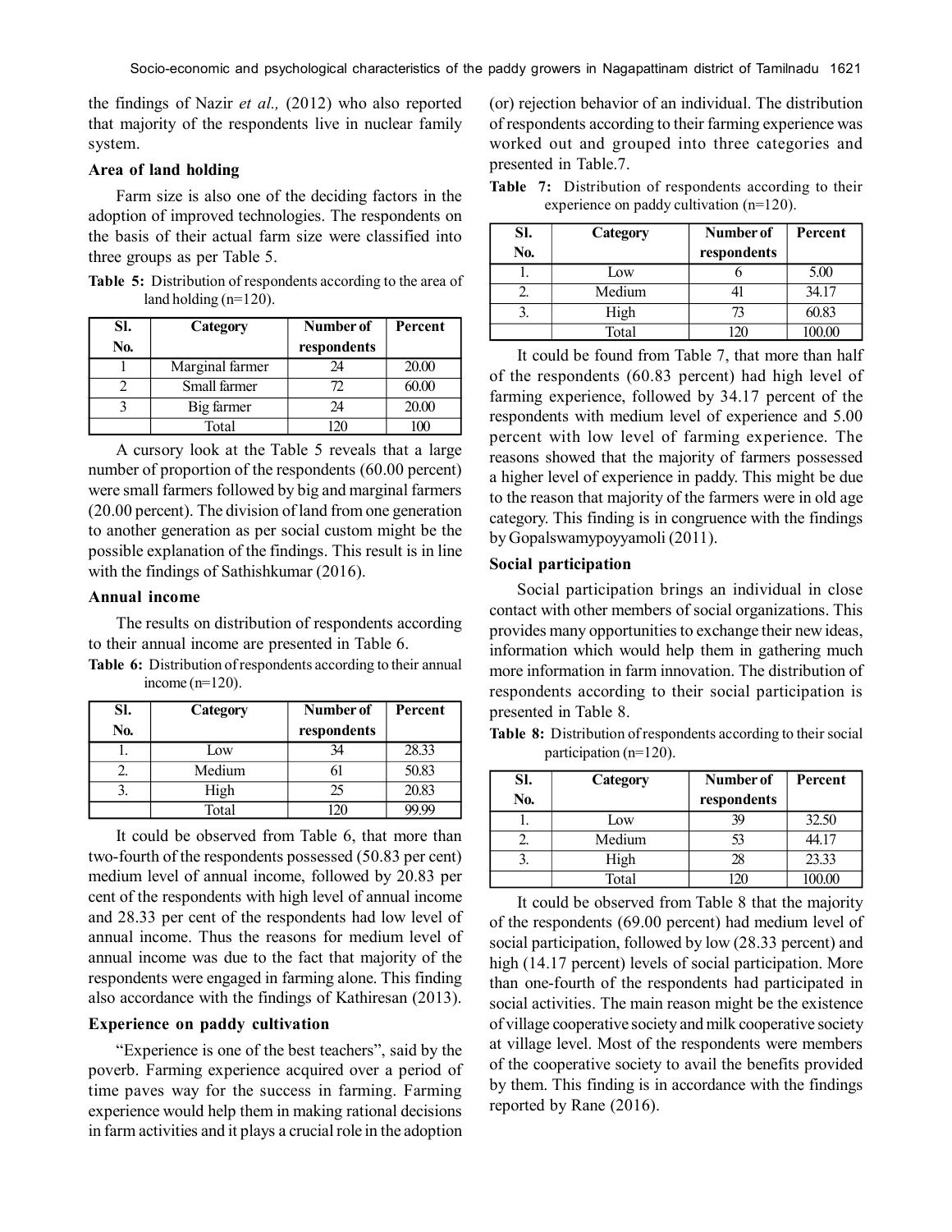the findings of Nazir *et al.,* (2012) who also reported that majority of the respondents live in nuclear family system.

### Area of land holding

Farm size is also one of the deciding factors in the adoption of improved technologies. The respondents on the basis of their actual farm size were classified into three groups as per Table 5.

**Table 5:** Distribution of respondents according to the area of land holding (n=120).

| Sl. No. | Category | Number of respondents | Percent |
|---|---|---|---|
| 1 | Marginal farmer | 24 | 20.00 |
| 2 | Small farmer | 72 | 60.00 |
| 3 | Big farmer | 24 | 20.00 |
| | Total | 120 | 100 |

A cursory look at the Table 5 reveals that a large number of proportion of the respondents (60.00 percent) were small farmers followed by big and marginal farmers (20.00 percent). The division of land from one generation to another generation as per social custom might be the possible explanation of the findings. This result is in line with the findings of Sathishkumar (2016).

### Annual income

The results on distribution of respondents according to their annual income are presented in Table 6.

**Table 6:** Distribution of respondents according to their annual income (n=120).

| Sl. No. | Category | Number of respondents | Percent |
|---|---|---|---|
| 1. | Low | 34 | 28.33 |
| 2. | Medium | 61 | 50.83 |
| 3. | High | 25 | 20.83 |
| | Total | 120 | 99.99 |

It could be observed from Table 6, that more than two-fourth of the respondents possessed (50.83 per cent) medium level of annual income, followed by 20.83 per cent of the respondents with high level of annual income and 28.33 per cent of the respondents had low level of annual income. Thus the reasons for medium level of annual income was due to the fact that majority of the respondents were engaged in farming alone. This finding also accordance with the findings of Kathiresan (2013).

### Experience on paddy cultivation

"Experience is one of the best teachers", said by the poverb. Farming experience acquired over a period of time paves way for the success in farming. Farming experience would help them in making rational decisions in farm activities and it plays a crucial role in the adoption (or) rejection behavior of an individual. The distribution of respondents according to their farming experience was worked out and grouped into three categories and presented in Table.7.

**Table 7:** Distribution of respondents according to their experience on paddy cultivation (n=120).

| Sl. No. | Category | Number of respondents | Percent |
|---|---|---|---|
| 1. | Low | 6 | 5.00 |
| 2. | Medium | 41 | 34.17 |
| 3. | High | 73 | 60.83 |
| | Total | 120 | 100.00 |

It could be found from Table 7, that more than half of the respondents (60.83 percent) had high level of farming experience, followed by 34.17 percent of the respondents with medium level of experience and 5.00 percent with low level of farming experience. The reasons showed that the majority of farmers possessed a higher level of experience in paddy. This might be due to the reason that majority of the farmers were in old age category. This finding is in congruence with the findings by Gopalswamypoyyamoli (2011).

### Social participation

Social participation brings an individual in close contact with other members of social organizations. This provides many opportunities to exchange their new ideas, information which would help them in gathering much more information in farm innovation. The distribution of respondents according to their social participation is presented in Table 8.

**Table 8:** Distribution of respondents according to their social participation (n=120).

| Sl. No. | Category | Number of respondents | Percent |
|---|---|---|---|
| 1. | Low | 39 | 32.50 |
| 2. | Medium | 53 | 44.17 |
| 3. | High | 28 | 23.33 |
| | Total | 120 | 100.00 |

It could be observed from Table 8 that the majority of the respondents (69.00 percent) had medium level of social participation, followed by low (28.33 percent) and high (14.17 percent) levels of social participation. More than one-fourth of the respondents had participated in social activities. The main reason might be the existence of village cooperative society and milk cooperative society at village level. Most of the respondents were members of the cooperative society to avail the benefits provided by them. This finding is in accordance with the findings reported by Rane (2016).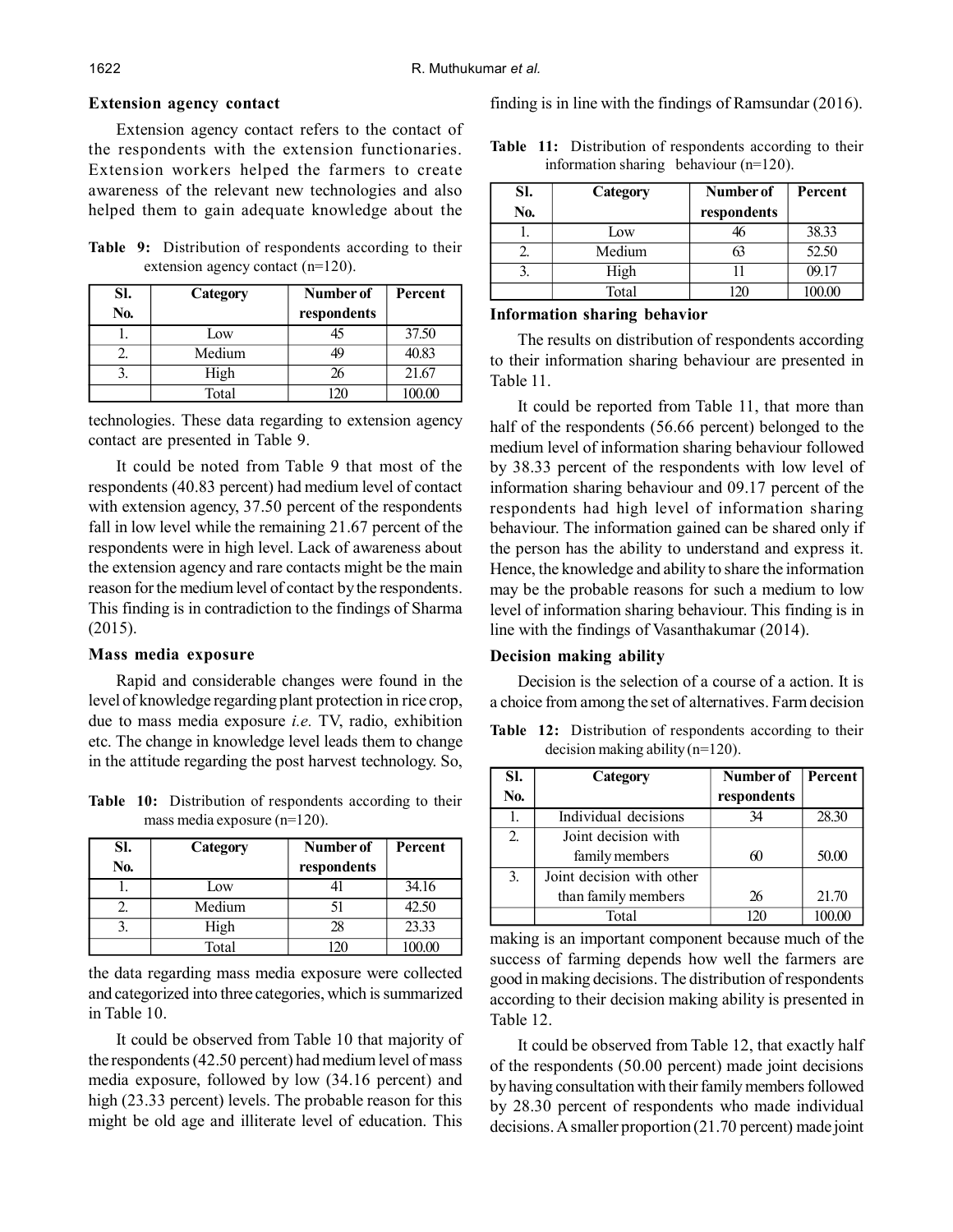### Extension agency contact

Extension agency contact refers to the contact of the respondents with the extension functionaries. Extension workers helped the farmers to create awareness of the relevant new technologies and also helped them to gain adequate knowledge about the technologies. These data regarding to extension agency contact are presented in Table 9.

**Table 9:** Distribution of respondents according to their extension agency contact (n=120).

| Sl. No. | Category | Number of respondents | Percent |
|---|---|---|---|
| 1. | Low | 45 | 37.50 |
| 2. | Medium | 49 | 40.83 |
| 3. | High | 26 | 21.67 |
| | Total | 120 | 100.00 |

It could be noted from Table 9 that most of the respondents (40.83 percent) had medium level of contact with extension agency, 37.50 percent of the respondents fall in low level while the remaining 21.67 percent of the respondents were in high level. Lack of awareness about the extension agency and rare contacts might be the main reason for the medium level of contact by the respondents. This finding is in contradiction to the findings of Sharma (2015).

### Mass media exposure

Rapid and considerable changes were found in the level of knowledge regarding plant protection in rice crop, due to mass media exposure *i.e.* TV, radio, exhibition etc. The change in knowledge level leads them to change in the attitude regarding the post harvest technology. So, the data regarding mass media exposure were collected and categorized into three categories, which is summarized in Table 10.

**Table 10:** Distribution of respondents according to their mass media exposure (n=120).

| Sl. No. | Category | Number of respondents | Percent |
|---|---|---|---|
| 1. | Low | 41 | 34.16 |
| 2. | Medium | 51 | 42.50 |
| 3. | High | 28 | 23.33 |
| | Total | 120 | 100.00 |

It could be observed from Table 10 that majority of the respondents (42.50 percent) had medium level of mass media exposure, followed by low (34.16 percent) and high (23.33 percent) levels. The probable reason for this might be old age and illiterate level of education. This finding is in line with the findings of Ramsundar (2016).

**Table 11:** Distribution of respondents according to their information sharing behaviour (n=120).

| Sl. No. | Category | Number of respondents | Percent |
|---|---|---|---|
| 1. | Low | 46 | 38.33 |
| 2. | Medium | 63 | 52.50 |
| 3. | High | 11 | 09.17 |
| | Total | 120 | 100.00 |

### Information sharing behavior

The results on distribution of respondents according to their information sharing behaviour are presented in Table 11.

It could be reported from Table 11, that more than half of the respondents (56.66 percent) belonged to the medium level of information sharing behaviour followed by 38.33 percent of the respondents with low level of information sharing behaviour and 09.17 percent of the respondents had high level of information sharing behaviour. The information gained can be shared only if the person has the ability to understand and express it. Hence, the knowledge and ability to share the information may be the probable reasons for such a medium to low level of information sharing behaviour. This finding is in line with the findings of Vasanthakumar (2014).

### Decision making ability

Decision is the selection of a course of a action. It is a choice from among the set of alternatives. Farm decision making is an important component because much of the success of farming depends how well the farmers are good in making decisions. The distribution of respondents according to their decision making ability is presented in Table 12.

**Table 12:** Distribution of respondents according to their decision making ability (n=120).

| Sl. No. | Category | Number of respondents | Percent |
|---|---|---|---|
| 1. | Individual decisions | 34 | 28.30 |
| 2. | Joint decision with family members | 60 | 50.00 |
| 3. | Joint decision with other than family members | 26 | 21.70 |
| | Total | 120 | 100.00 |

It could be observed from Table 12, that exactly half of the respondents (50.00 percent) made joint decisions by having consultation with their family members followed by 28.30 percent of respondents who made individual decisions. A smaller proportion (21.70 percent) made joint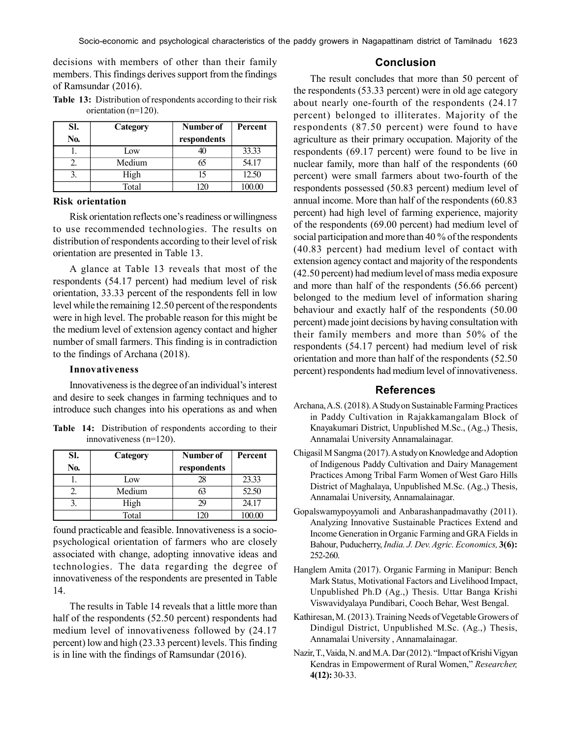decisions with members of other than their family members. This findings derives support from the findings of Ramsundar (2016).

**Table 13:** Distribution of respondents according to their risk orientation (n=120).

| Sl. No. | Category | Number of respondents | Percent |
|---|---|---|---|
| 1. | Low | 40 | 33.33 |
| 2. | Medium | 65 | 54.17 |
| 3. | High | 15 | 12.50 |
| | Total | 120 | 100.00 |

### Risk orientation

Risk orientation reflects one's readiness or willingness to use recommended technologies. The results on distribution of respondents according to their level of risk orientation are presented in Table 13.

A glance at Table 13 reveals that most of the respondents (54.17 percent) had medium level of risk orientation, 33.33 percent of the respondents fell in low level while the remaining 12.50 percent of the respondents were in high level. The probable reason for this might be the medium level of extension agency contact and higher number of small farmers. This finding is in contradiction to the findings of Archana (2018).

### Innovativeness

Innovativeness is the degree of an individual's interest and desire to seek changes in farming techniques and to introduce such changes into his operations as and when found practicable and feasible. Innovativeness is a socio-psychological orientation of farmers who are closely associated with change, adopting innovative ideas and technologies. The data regarding the degree of innovativeness of the respondents are presented in Table 14.

**Table 14:** Distribution of respondents according to their innovativeness (n=120).

| Sl. No. | Category | Number of respondents | Percent |
|---|---|---|---|
| 1. | Low | 28 | 23.33 |
| 2. | Medium | 63 | 52.50 |
| 3. | High | 29 | 24.17 |
| | Total | 120 | 100.00 |

The results in Table 14 reveals that a little more than half of the respondents (52.50 percent) respondents had medium level of innovativeness followed by (24.17 percent) low and high (23.33 percent) levels. This finding is in line with the findings of Ramsundar (2016).

## Conclusion

The result concludes that more than 50 percent of the respondents (53.33 percent) were in old age category about nearly one-fourth of the respondents (24.17 percent) belonged to illiterates. Majority of the respondents (87.50 percent) were found to have agriculture as their primary occupation. Majority of the respondents (69.17 percent) were found to be live in nuclear family, more than half of the respondents (60 percent) were small farmers about two-fourth of the respondents possessed (50.83 percent) medium level of annual income. More than half of the respondents (60.83 percent) had high level of farming experience, majority of the respondents (69.00 percent) had medium level of social participation and more than 40 % of the respondents (40.83 percent) had medium level of contact with extension agency contact and majority of the respondents (42.50 percent) had medium level of mass media exposure and more than half of the respondents (56.66 percent) belonged to the medium level of information sharing behaviour and exactly half of the respondents (50.00 percent) made joint decisions by having consultation with their family members and more than 50% of the respondents (54.17 percent) had medium level of risk orientation and more than half of the respondents (52.50 percent) respondents had medium level of innovativeness.

## References

Archana, A.S. (2018). A Study on Sustainable Farming Practices in Paddy Cultivation in Rajakkamangalam Block of Knayakumari District, Unpublished M.Sc., (Ag.,) Thesis, Annamalai University Annamalainagar.

Chigasil M Sangma (2017). A study on Knowledge and Adoption of Indigenous Paddy Cultivation and Dairy Management Practices Among Tribal Farm Women of West Garo Hills District of Maghalaya, Unpublished M.Sc. (Ag.,) Thesis, Annamalai University, Annamalainagar.

Gopalswamypoyyamoli and Anbarashanpadmavathy (2011). Analyzing Innovative Sustainable Practices Extend and Income Generation in Organic Farming and GRA Fields in Bahour, Puducherry, *India. J. Dev. Agric. Economics,* **3(6):** 252-260.

Hanglem Amita (2017). Organic Farming in Manipur: Bench Mark Status, Motivational Factors and Livelihood Impact, Unpublished Ph.D (Ag.,) Thesis. Uttar Banga Krishi Viswavidyalaya Pundibari, Cooch Behar, West Bengal.

Kathiresan, M. (2013). Training Needs of Vegetable Growers of Dindigul District, Unpublished M.Sc. (Ag.,) Thesis, Annamalai University , Annamalainagar.

Nazir, T., Vaida, N. and M.A. Dar (2012). "Impact of Krishi Vigyan Kendras in Empowerment of Rural Women," *Researcher,* **4(12):** 30-33.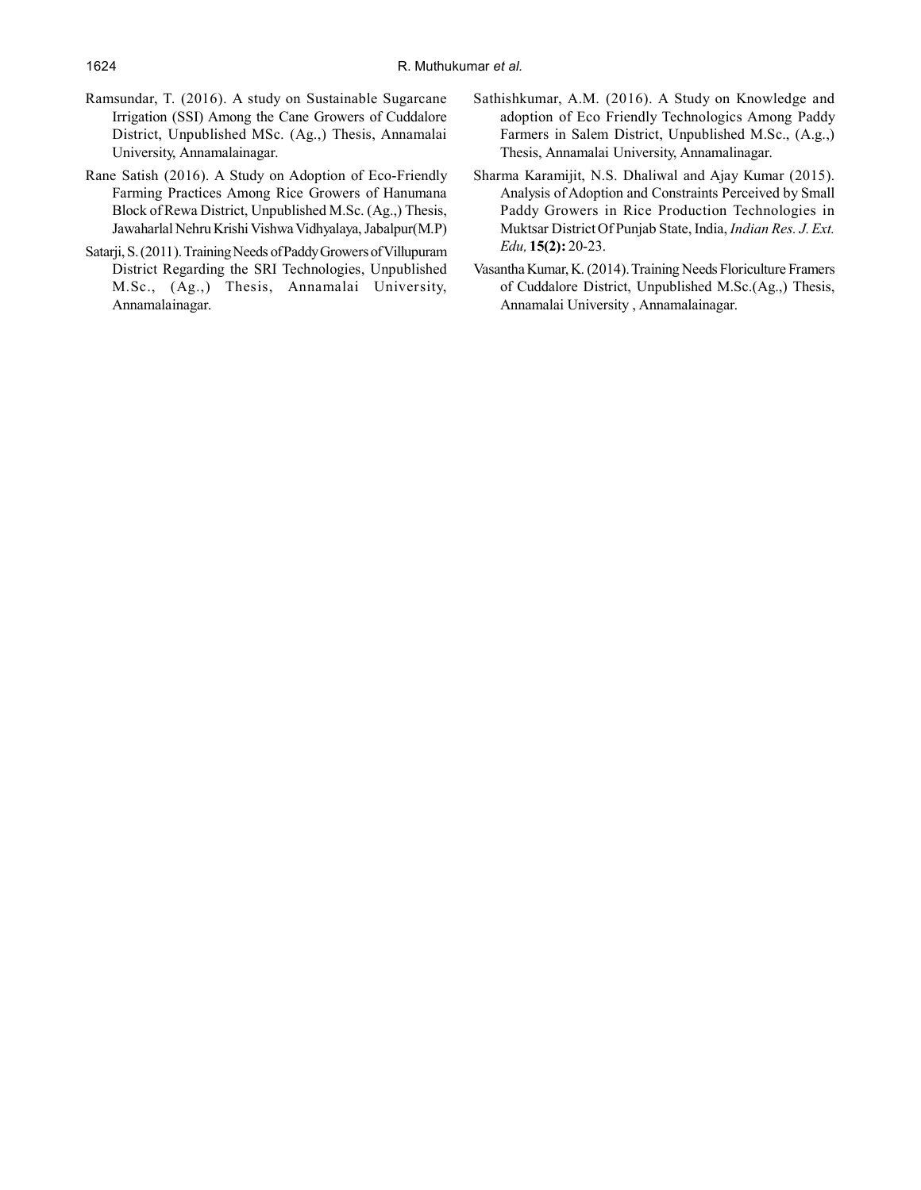Ramsundar, T. (2016). A study on Sustainable Sugarcane Irrigation (SSI) Among the Cane Growers of Cuddalore District, Unpublished MSc. (Ag.,) Thesis, Annamalai University, Annamalainagar.

Rane Satish (2016). A Study on Adoption of Eco-Friendly Farming Practices Among Rice Growers of Hanumana Block of Rewa District, Unpublished M.Sc. (Ag.,) Thesis, Jawaharlal Nehru Krishi Vishwa Vidhyalaya, Jabalpur(M.P)

Satarji, S. (2011). Training Needs of Paddy Growers of Villupuram District Regarding the SRI Technologies, Unpublished M.Sc., (Ag.,) Thesis, Annamalai University, Annamalainagar.

Sathishkumar, A.M. (2016). A Study on Knowledge and adoption of Eco Friendly Technologics Among Paddy Farmers in Salem District, Unpublished M.Sc., (A.g.,) Thesis, Annamalai University, Annamalinagar.

Sharma Karamijit, N.S. Dhaliwal and Ajay Kumar (2015). Analysis of Adoption and Constraints Perceived by Small Paddy Growers in Rice Production Technologies in Muktsar District Of Punjab State, India, *Indian Res. J. Ext. Edu,* **15(2):** 20-23.

Vasantha Kumar, K. (2014). Training Needs Floriculture Framers of Cuddalore District, Unpublished M.Sc.(Ag.,) Thesis, Annamalai University , Annamalainagar.